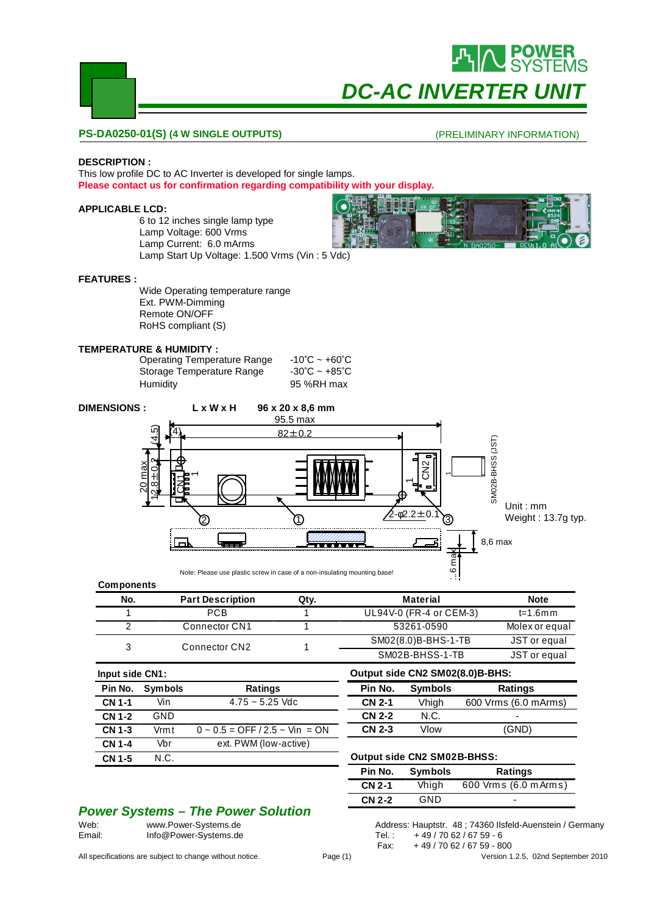# DC-AC INVERTER UNIT

**PS-DA0250-01(S) (4 W SINGLE OUTPUTS)** (PRELIMINARY INFORMATION)

**DESCRIPTION :**

This low profile DC to AC Inverter is developed for single lamps.

**Please contact us for confirmation regarding compatibility with your display.**

**APPLICABLE LCD:**

6 to 12 inches single lamp type
Lamp Voltage: 600 Vrms
Lamp Current: 6.0 mArms
Lamp Start Up Voltage: 1.500 Vrms (Vin : 5 Vdc)

**FEATURES :**

Wide Operating temperature range
Ext. PWM-Dimming
Remote ON/OFF
RoHS compliant (S)

**TEMPERATURE & HUMIDITY :**

| | |
|---|---|
| Operating Temperature Range | -10˚C ~ +60˚C |
| Storage Temperature Range | -30˚C ~ +85˚C |
| Humidity | 95 %RH max |

**DIMENSIONS :** **L x W x H** **96 x 20 x 8,6 mm**

Unit : mm
Weight : 13.7g typ.

Note: Please use plastic screw in case of a non-insulating mounting base!

**Components**

| No. | Part Description | Qty. | Material | Note |
|---|---|---|---|---|
| 1 | PCB | 1 | UL94V-0 (FR-4 or CEM-3) | t=1.6mm |
| 2 | Connector CN1 | 1 | 53261-0590 | Molex or equal |
| 3 | Connector CN2 | 1 | SM02(8.0)B-BHS-1-TB | JST or equal |
| | | | SM02B-BHSS-1-TB | JST or equal |

**Input side CN1:**

| Pin No. | Symbols | Ratings |
|---|---|---|
| CN 1-1 | Vin | 4.75 ~ 5.25 Vdc |
| CN 1-2 | GND | |
| CN 1-3 | Vrmt | 0 ~ 0.5 = OFF / 2.5 ~ Vin = ON |
| CN 1-4 | Vbr | ext. PWM (low-active) |
| CN 1-5 | N.C. | |

**Output side CN2 SM02(8.0)B-BHS:**

| Pin No. | Symbols | Ratings |
|---|---|---|
| CN 2-1 | Vhigh | 600 Vrms (6.0 mArms) |
| CN 2-2 | N.C. | - |
| CN 2-3 | Vlow | (GND) |

**Output side CN2 SM02B-BHSS:**

| Pin No. | Symbols | Ratings |
|---|---|---|
| CN 2-1 | Vhigh | 600 Vrms (6.0 mArms) |
| CN 2-2 | GND | - |

***Power Systems – The Power Solution***

Web: www.Power-Systems.de
Email: Info@Power-Systems.de

Address: Hauptstr. 48 ; 74360 Ilsfeld-Auenstein / Germany
Tel. : + 49 / 70 62 / 67 59 - 6
Fax: + 49 / 70 62 / 67 59 - 800

All specifications are subject to change without notice.

Version 1.2.5, 02nd September 2010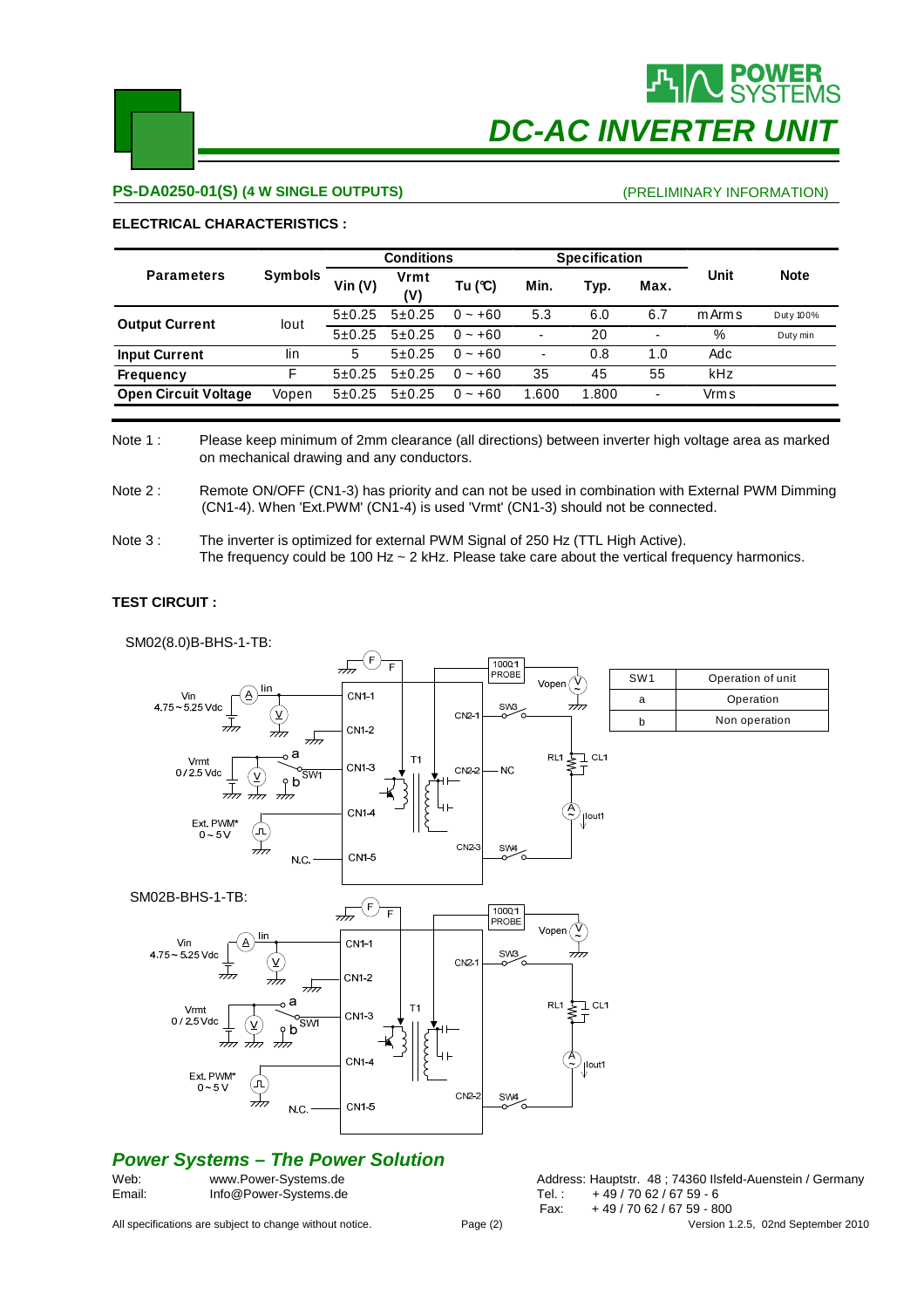## PS-DA0250-01(S) (4 W SINGLE OUTPUTS)

(PRELIMINARY INFORMATION)

### ELECTRICAL CHARACTERISTICS :

| Parameters | Symbols | Conditions | | | Specification | | | Unit | Note |
|---|---|---|---|---|---|---|---|---|---|
| | | Vin (V) | Vrmt (V) | Tu (℃) | Min. | Typ. | Max. | | |
| Output Current | Iout | 5±0.25 | 5±0.25 | 0 ~ +60 | 5.3 | 6.0 | 6.7 | mArms | Duty 100% |
| | | 5±0.25 | 5±0.25 | 0 ~ +60 | - | 20 | - | % | Duty min |
| Input Current | Iin | 5 | 5±0.25 | 0 ~ +60 | - | 0.8 | 1.0 | Adc | |
| Frequency | F | 5±0.25 | 5±0.25 | 0 ~ +60 | 35 | 45 | 55 | kHz | |
| Open Circuit Voltage | Vopen | 5±0.25 | 5±0.25 | 0 ~ +60 | 1.600 | 1.800 | - | Vrms | |

Note 1 : Please keep minimum of 2mm clearance (all directions) between inverter high voltage area as marked on mechanical drawing and any conductors.

Note 2 : Remote ON/OFF (CN1-3) has priority and can not be used in combination with External PWM Dimming (CN1-4). When 'Ext.PWM' (CN1-4) is used 'Vrmt' (CN1-3) should not be connected.

Note 3 : The inverter is optimized for external PWM Signal of 250 Hz (TTL High Active). The frequency could be 100 Hz ~ 2 kHz. Please take care about the vertical frequency harmonics.

### TEST CIRCUIT :

SM02(8.0)B-BHS-1-TB:

Vin 4.75 ~ 5.25 Vdc
Iin
Vrmt 0 / 2.5 Vdc
Ext. PWM* 0 ~ 5 V
N.C.
CN1-1
CN1-2
CN1-3
CN1-4
CN1-5
F
T1
SW1
a
b
CN2-1
CN2-2
CN2-3
NC
1000:1 PROBE
Vopen
SW3
SW4
RL1
CL1
Iout1

| SW1 | Operation of unit |
|---|---|
| a | Operation |
| b | Non operation |

SM02B-BHS-1-TB:

Vin 4.75 ~ 5.25 Vdc
Iin
Vrmt 0 / 2.5 Vdc
Ext. PWM* 0 ~ 5 V
N.C.
CN1-1
CN1-2
CN1-3
CN1-4
CN1-5
F
T1
SW1
a
b
CN2-1
CN2-2
1000:1 PROBE
Vopen
SW3
SW4
RL1
CL1
Iout1

***Power Systems – The Power Solution***

Web: www.Power-Systems.de
Email: Info@Power-Systems.de

Address: Hauptstr. 48 ; 74360 Ilsfeld-Auenstein / Germany
Tel. : + 49 / 70 62 / 67 59 - 6
Fax: + 49 / 70 62 / 67 59 - 800

All specifications are subject to change without notice.

Version 1.2.5, 02nd September 2010